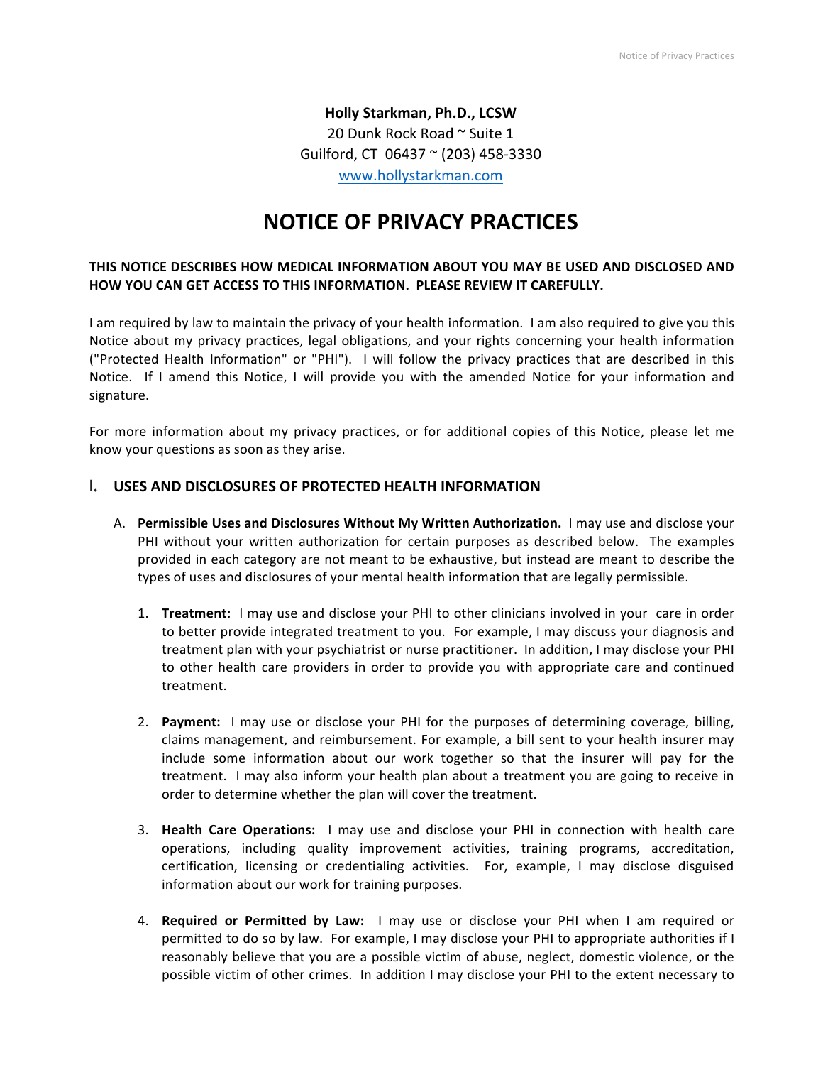**Holly Starkman, Ph.D., LCSW**
20 Dunk Rock Road ~ Suite 1
Guilford, CT 06437 ~ (203) 458-3330
www.hollystarkman.com

# NOTICE OF PRIVACY PRACTICES

**THIS NOTICE DESCRIBES HOW MEDICAL INFORMATION ABOUT YOU MAY BE USED AND DISCLOSED AND HOW YOU CAN GET ACCESS TO THIS INFORMATION. PLEASE REVIEW IT CAREFULLY.**

I am required by law to maintain the privacy of your health information. I am also required to give you this Notice about my privacy practices, legal obligations, and your rights concerning your health information ("Protected Health Information" or "PHI"). I will follow the privacy practices that are described in this Notice. If I amend this Notice, I will provide you with the amended Notice for your information and signature.

For more information about my privacy practices, or for additional copies of this Notice, please let me know your questions as soon as they arise.

## I. USES AND DISCLOSURES OF PROTECTED HEALTH INFORMATION

A. **Permissible Uses and Disclosures Without My Written Authorization.** I may use and disclose your PHI without your written authorization for certain purposes as described below. The examples provided in each category are not meant to be exhaustive, but instead are meant to describe the types of uses and disclosures of your mental health information that are legally permissible.

1. **Treatment:** I may use and disclose your PHI to other clinicians involved in your care in order to better provide integrated treatment to you. For example, I may discuss your diagnosis and treatment plan with your psychiatrist or nurse practitioner. In addition, I may disclose your PHI to other health care providers in order to provide you with appropriate care and continued treatment.

2. **Payment:** I may use or disclose your PHI for the purposes of determining coverage, billing, claims management, and reimbursement. For example, a bill sent to your health insurer may include some information about our work together so that the insurer will pay for the treatment. I may also inform your health plan about a treatment you are going to receive in order to determine whether the plan will cover the treatment.

3. **Health Care Operations:** I may use and disclose your PHI in connection with health care operations, including quality improvement activities, training programs, accreditation, certification, licensing or credentialing activities. For, example, I may disclose disguised information about our work for training purposes.

4. **Required or Permitted by Law:** I may use or disclose your PHI when I am required or permitted to do so by law. For example, I may disclose your PHI to appropriate authorities if I reasonably believe that you are a possible victim of abuse, neglect, domestic violence, or the possible victim of other crimes. In addition I may disclose your PHI to the extent necessary to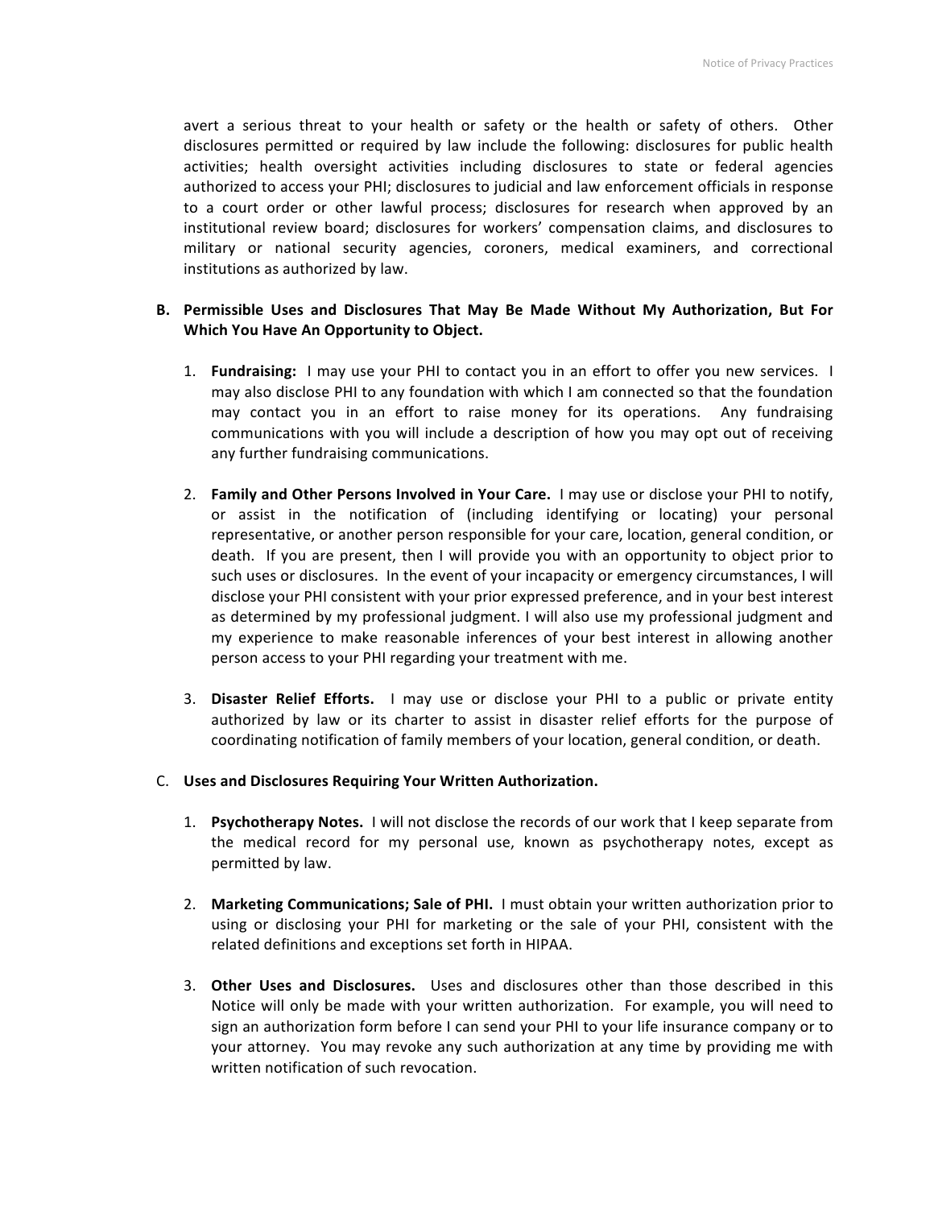avert a serious threat to your health or safety or the health or safety of others. Other disclosures permitted or required by law include the following: disclosures for public health activities; health oversight activities including disclosures to state or federal agencies authorized to access your PHI; disclosures to judicial and law enforcement officials in response to a court order or other lawful process; disclosures for research when approved by an institutional review board; disclosures for workers' compensation claims, and disclosures to military or national security agencies, coroners, medical examiners, and correctional institutions as authorized by law.

**B. Permissible Uses and Disclosures That May Be Made Without My Authorization, But For Which You Have An Opportunity to Object.**

1. **Fundraising:** I may use your PHI to contact you in an effort to offer you new services. I may also disclose PHI to any foundation with which I am connected so that the foundation may contact you in an effort to raise money for its operations. Any fundraising communications with you will include a description of how you may opt out of receiving any further fundraising communications.

2. **Family and Other Persons Involved in Your Care.** I may use or disclose your PHI to notify, or assist in the notification of (including identifying or locating) your personal representative, or another person responsible for your care, location, general condition, or death. If you are present, then I will provide you with an opportunity to object prior to such uses or disclosures. In the event of your incapacity or emergency circumstances, I will disclose your PHI consistent with your prior expressed preference, and in your best interest as determined by my professional judgment. I will also use my professional judgment and my experience to make reasonable inferences of your best interest in allowing another person access to your PHI regarding your treatment with me.

3. **Disaster Relief Efforts.** I may use or disclose your PHI to a public or private entity authorized by law or its charter to assist in disaster relief efforts for the purpose of coordinating notification of family members of your location, general condition, or death.

**C. Uses and Disclosures Requiring Your Written Authorization.**

1. **Psychotherapy Notes.** I will not disclose the records of our work that I keep separate from the medical record for my personal use, known as psychotherapy notes, except as permitted by law.

2. **Marketing Communications; Sale of PHI.** I must obtain your written authorization prior to using or disclosing your PHI for marketing or the sale of your PHI, consistent with the related definitions and exceptions set forth in HIPAA.

3. **Other Uses and Disclosures.** Uses and disclosures other than those described in this Notice will only be made with your written authorization. For example, you will need to sign an authorization form before I can send your PHI to your life insurance company or to your attorney. You may revoke any such authorization at any time by providing me with written notification of such revocation.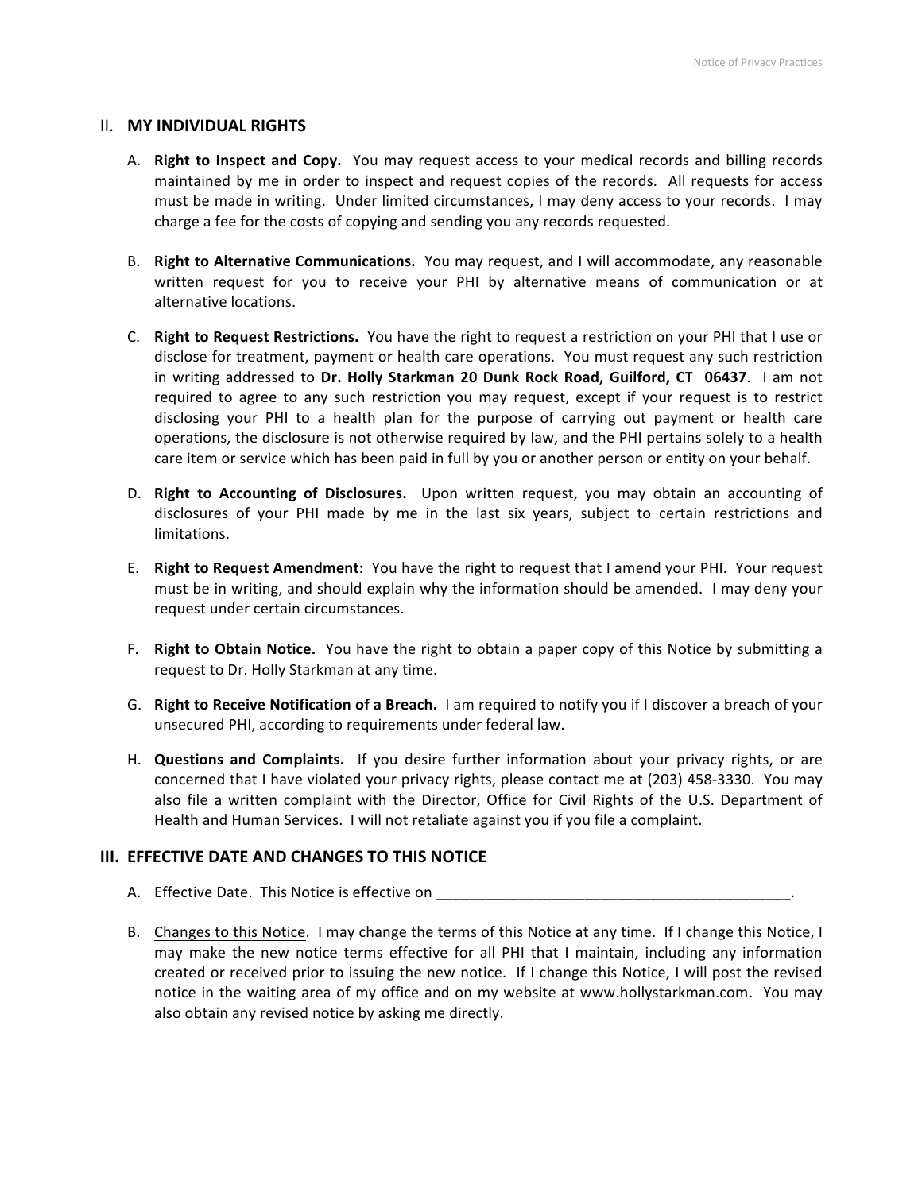## II. MY INDIVIDUAL RIGHTS

A. **Right to Inspect and Copy.** You may request access to your medical records and billing records maintained by me in order to inspect and request copies of the records. All requests for access must be made in writing. Under limited circumstances, I may deny access to your records. I may charge a fee for the costs of copying and sending you any records requested.

B. **Right to Alternative Communications.** You may request, and I will accommodate, any reasonable written request for you to receive your PHI by alternative means of communication or at alternative locations.

C. **Right to Request Restrictions.** You have the right to request a restriction on your PHI that I use or disclose for treatment, payment or health care operations. You must request any such restriction in writing addressed to **Dr. Holly Starkman 20 Dunk Rock Road, Guilford, CT 06437**. I am not required to agree to any such restriction you may request, except if your request is to restrict disclosing your PHI to a health plan for the purpose of carrying out payment or health care operations, the disclosure is not otherwise required by law, and the PHI pertains solely to a health care item or service which has been paid in full by you or another person or entity on your behalf.

D. **Right to Accounting of Disclosures.** Upon written request, you may obtain an accounting of disclosures of your PHI made by me in the last six years, subject to certain restrictions and limitations.

E. **Right to Request Amendment:** You have the right to request that I amend your PHI. Your request must be in writing, and should explain why the information should be amended. I may deny your request under certain circumstances.

F. **Right to Obtain Notice.** You have the right to obtain a paper copy of this Notice by submitting a request to Dr. Holly Starkman at any time.

G. **Right to Receive Notification of a Breach.** I am required to notify you if I discover a breach of your unsecured PHI, according to requirements under federal law.

H. **Questions and Complaints.** If you desire further information about your privacy rights, or are concerned that I have violated your privacy rights, please contact me at (203) 458-3330. You may also file a written complaint with the Director, Office for Civil Rights of the U.S. Department of Health and Human Services. I will not retaliate against you if you file a complaint.

## III. EFFECTIVE DATE AND CHANGES TO THIS NOTICE

A. Effective Date. This Notice is effective on ____________________________________________.

B. Changes to this Notice. I may change the terms of this Notice at any time. If I change this Notice, I may make the new notice terms effective for all PHI that I maintain, including any information created or received prior to issuing the new notice. If I change this Notice, I will post the revised notice in the waiting area of my office and on my website at www.hollystarkman.com. You may also obtain any revised notice by asking me directly.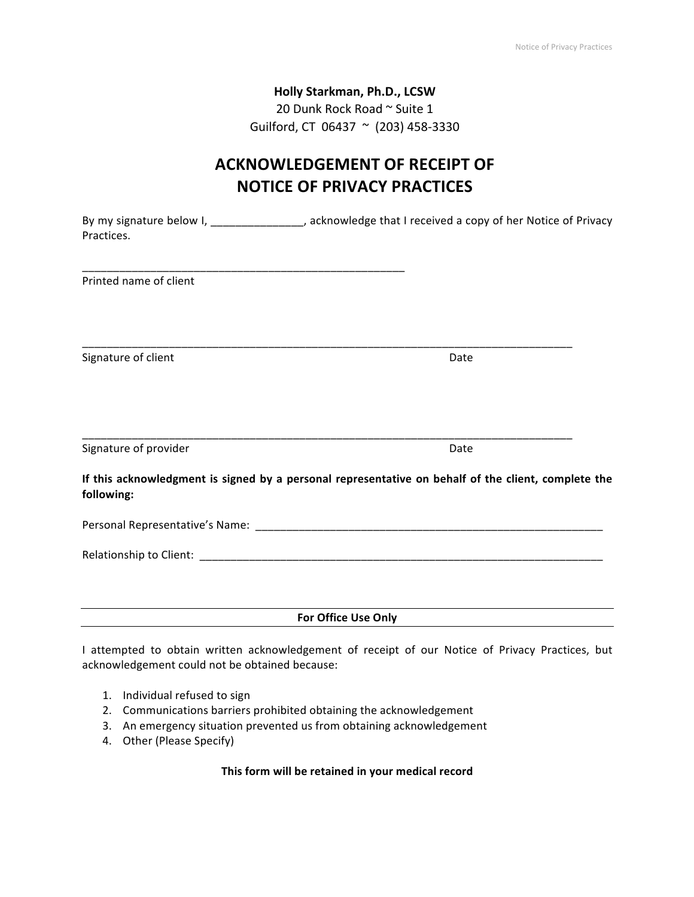**Holly Starkman, Ph.D., LCSW**
20 Dunk Rock Road ~ Suite 1
Guilford, CT 06437 ~ (203) 458-3330

# ACKNOWLEDGEMENT OF RECEIPT OF NOTICE OF PRIVACY PRACTICES

By my signature below I, _______________, acknowledge that I received a copy of her Notice of Privacy Practices.

_____________________________________________________
Printed name of client

_________________________________________________________________________________
Signature of client Date

_________________________________________________________________________________
Signature of provider Date

**If this acknowledgment is signed by a personal representative on behalf of the client, complete the following:**

Personal Representative's Name: ___________________________________________________________

Relationship to Client: ___________________________________________________________________

---

**For Office Use Only**

---

I attempted to obtain written acknowledgement of receipt of our Notice of Privacy Practices, but acknowledgement could not be obtained because:

1. Individual refused to sign
2. Communications barriers prohibited obtaining the acknowledgement
3. An emergency situation prevented us from obtaining acknowledgement
4. Other (Please Specify)

**This form will be retained in your medical record**